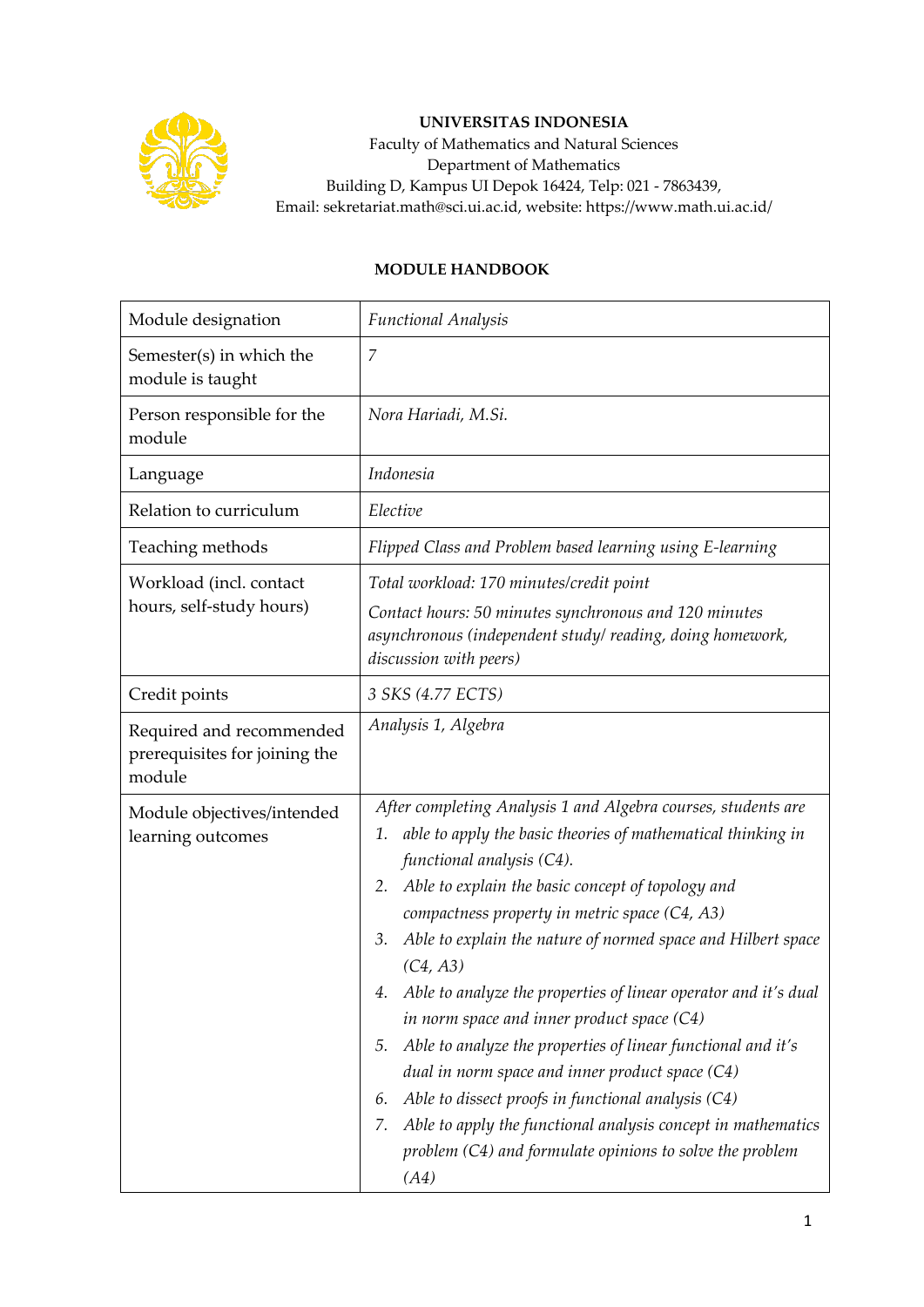**UNIVERSITAS INDONESIA**
Faculty of Mathematics and Natural Sciences
Department of Mathematics
Building D, Kampus UI Depok 16424, Telp: 021 - 7863439,
Email: sekretariat.math@sci.ui.ac.id, website: https://www.math.ui.ac.id/

**MODULE HANDBOOK**

| Module designation | *Functional Analysis* |
|---|---|
| Semester(s) in which the module is taught | *7* |
| Person responsible for the module | *Nora Hariadi, M.Si.* |
| Language | *Indonesia* |
| Relation to curriculum | *Elective* |
| Teaching methods | *Flipped Class and Problem based learning using E-learning* |
| Workload (incl. contact hours, self-study hours) | *Total workload: 170 minutes/credit point*<br>*Contact hours: 50 minutes synchronous and 120 minutes asynchronous (independent study/ reading, doing homework, discussion with peers)* |
| Credit points | *3 SKS (4.77 ECTS)* |
| Required and recommended prerequisites for joining the module | *Analysis 1, Algebra* |
| Module objectives/intended learning outcomes | *After completing Analysis 1 and Algebra courses, students are*<br>*1. able to apply the basic theories of mathematical thinking in functional analysis (C4).*<br>*2. Able to explain the basic concept of topology and compactness property in metric space (C4, A3)*<br>*3. Able to explain the nature of normed space and Hilbert space (C4, A3)*<br>*4. Able to analyze the properties of linear operator and it's dual in norm space and inner product space (C4)*<br>*5. Able to analyze the properties of linear functional and it's dual in norm space and inner product space (C4)*<br>*6. Able to dissect proofs in functional analysis (C4)*<br>*7. Able to apply the functional analysis concept in mathematics problem (C4) and formulate opinions to solve the problem (A4)* |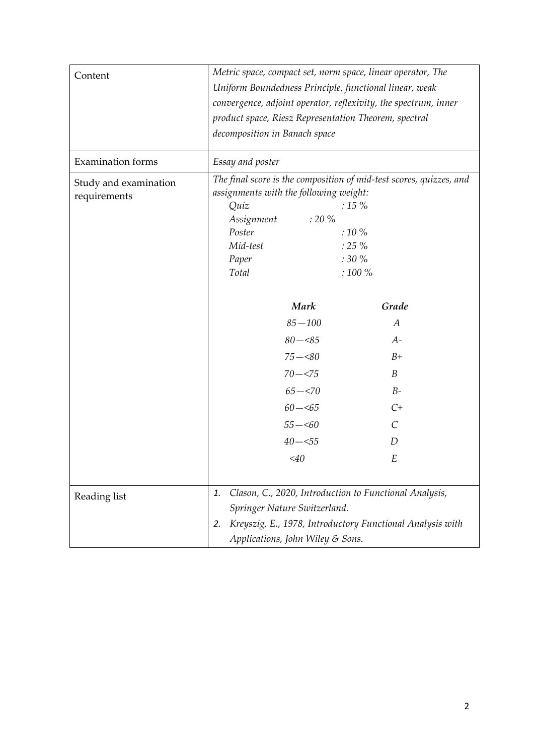| | |
|---|---|
| Content | *Metric space, compact set, norm space, linear operator, The Uniform Boundedness Principle, functional linear, weak convergence, adjoint operator, reflexivity, the spectrum, inner product space, Riesz Representation Theorem, spectral decomposition in Banach space* |
| Examination forms | *Essay and poster* |
| Study and examination requirements | *The final score is the composition of mid-test scores, quizzes, and assignments with the following weight:*<br>*Quiz : 15 %*<br>*Assignment : 20 %*<br>*Poster : 10 %*<br>*Mid-test : 25 %*<br>*Paper : 30 %*<br>*Total : 100 %*<br><br>***Mark — Grade***<br>*85—100 — A*<br>*80—<85 — A-*<br>*75—<80 — B+*<br>*70—<75 — B*<br>*65—<70 — B-*<br>*60—<65 — C+*<br>*55—<60 — C*<br>*40—<55 — D*<br>*<40 — E* |
| Reading list | 1. *Clason, C., 2020, Introduction to Functional Analysis, Springer Nature Switzerland.*<br>2. *Kreyszig, E., 1978, Introductory Functional Analysis with Applications, John Wiley & Sons.* |